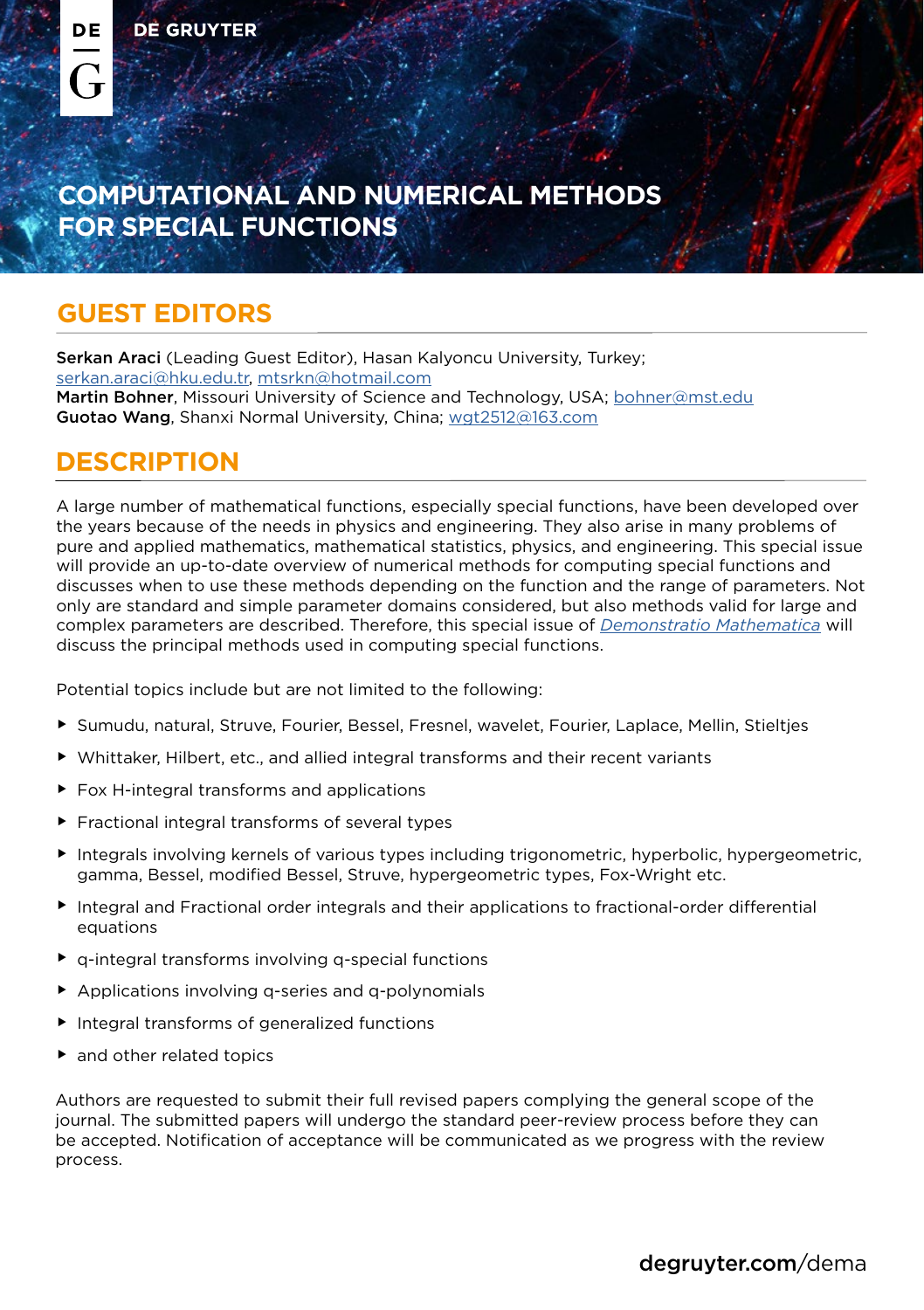DE GRUYTER

# COMPUTATIONAL AND NUMERICAL METHODS FOR SPECIAL FUNCTIONS

## GUEST EDITORS

**Serkan Araci** (Leading Guest Editor), Hasan Kalyoncu University, Turkey; serkan.araci@hku.edu.tr, mtsrkn@hotmail.com
**Martin Bohner**, Missouri University of Science and Technology, USA; bohner@mst.edu
**Guotao Wang**, Shanxi Normal University, China; wgt2512@163.com

## DESCRIPTION

A large number of mathematical functions, especially special functions, have been developed over the years because of the needs in physics and engineering. They also arise in many problems of pure and applied mathematics, mathematical statistics, physics, and engineering. This special issue will provide an up-to-date overview of numerical methods for computing special functions and discusses when to use these methods depending on the function and the range of parameters. Not only are standard and simple parameter domains considered, but also methods valid for large and complex parameters are described. Therefore, this special issue of *Demonstratio Mathematica* will discuss the principal methods used in computing special functions.

Potential topics include but are not limited to the following:

- Sumudu, natural, Struve, Fourier, Bessel, Fresnel, wavelet, Fourier, Laplace, Mellin, Stieltjes
- Whittaker, Hilbert, etc., and allied integral transforms and their recent variants
- Fox H-integral transforms and applications
- Fractional integral transforms of several types
- Integrals involving kernels of various types including trigonometric, hyperbolic, hypergeometric, gamma, Bessel, modified Bessel, Struve, hypergeometric types, Fox-Wright etc.
- Integral and Fractional order integrals and their applications to fractional-order differential equations
- q-integral transforms involving q-special functions
- Applications involving q-series and q-polynomials
- Integral transforms of generalized functions
- and other related topics

Authors are requested to submit their full revised papers complying the general scope of the journal. The submitted papers will undergo the standard peer-review process before they can be accepted. Notification of acceptance will be communicated as we progress with the review process.

degruyter.com/dema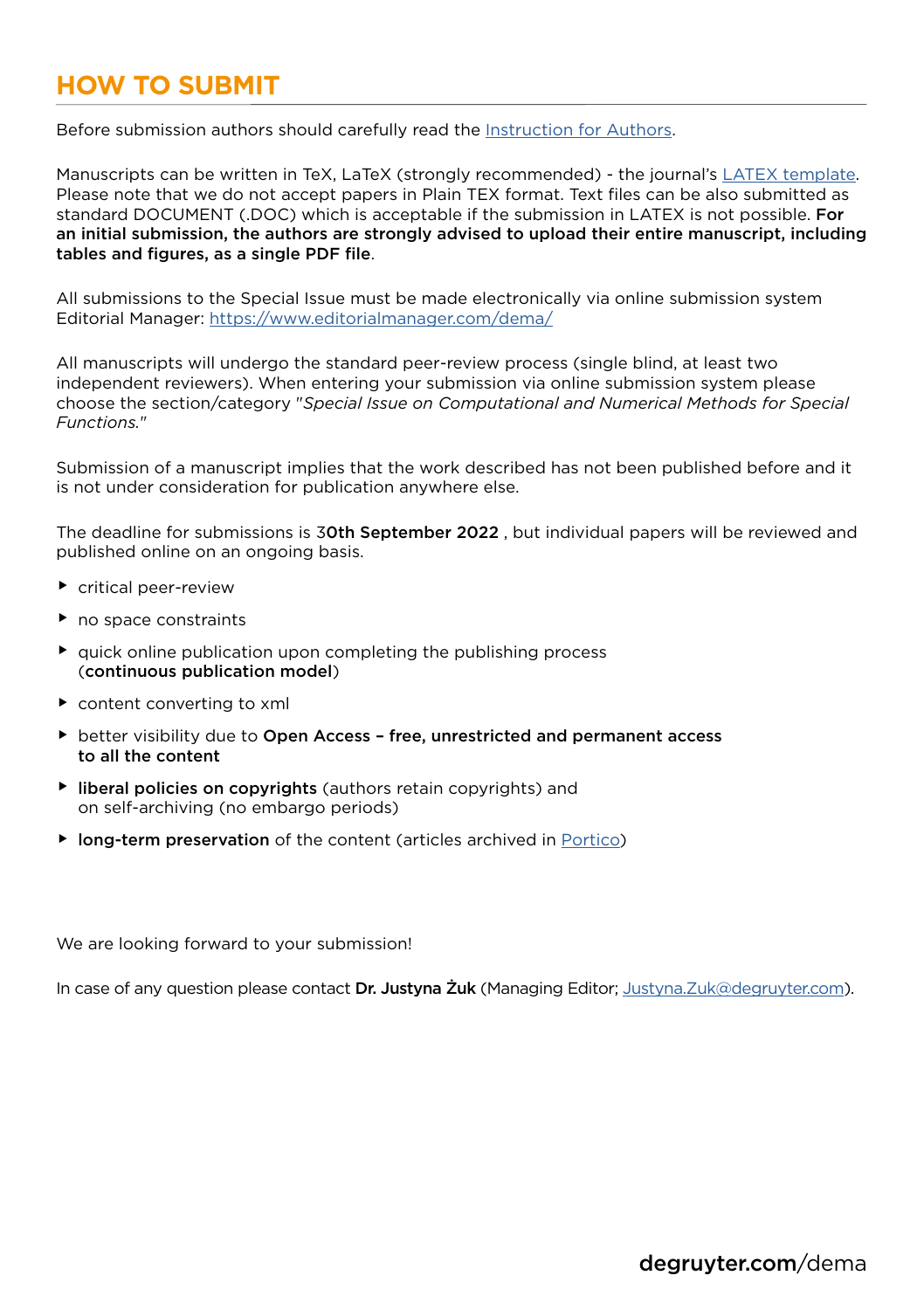# HOW TO SUBMIT

Before submission authors should carefully read the Instruction for Authors.

Manuscripts can be written in TeX, LaTeX (strongly recommended) - the journal's LATEX template. Please note that we do not accept papers in Plain TEX format. Text files can be also submitted as standard DOCUMENT (.DOC) which is acceptable if the submission in LATEX is not possible. **For an initial submission, the authors are strongly advised to upload their entire manuscript, including tables and figures, as a single PDF file**.

All submissions to the Special Issue must be made electronically via online submission system Editorial Manager: https://www.editorialmanager.com/dema/

All manuscripts will undergo the standard peer-review process (single blind, at least two independent reviewers). When entering your submission via online submission system please choose the section/category *"Special Issue on Computational and Numerical Methods for Special Functions."*

Submission of a manuscript implies that the work described has not been published before and it is not under consideration for publication anywhere else.

The deadline for submissions is 3**0th September 2022** , but individual papers will be reviewed and published online on an ongoing basis.

- critical peer-review
- no space constraints
- quick online publication upon completing the publishing process (**continuous publication model**)
- content converting to xml
- better visibility due to **Open Access – free, unrestricted and permanent access to all the content**
- **liberal policies on copyrights** (authors retain copyrights) and on self-archiving (no embargo periods)
- **long-term preservation** of the content (articles archived in Portico)

We are looking forward to your submission!

In case of any question please contact **Dr. Justyna Żuk** (Managing Editor; Justyna.Zuk@degruyter.com).

**degruyter.com**/dema